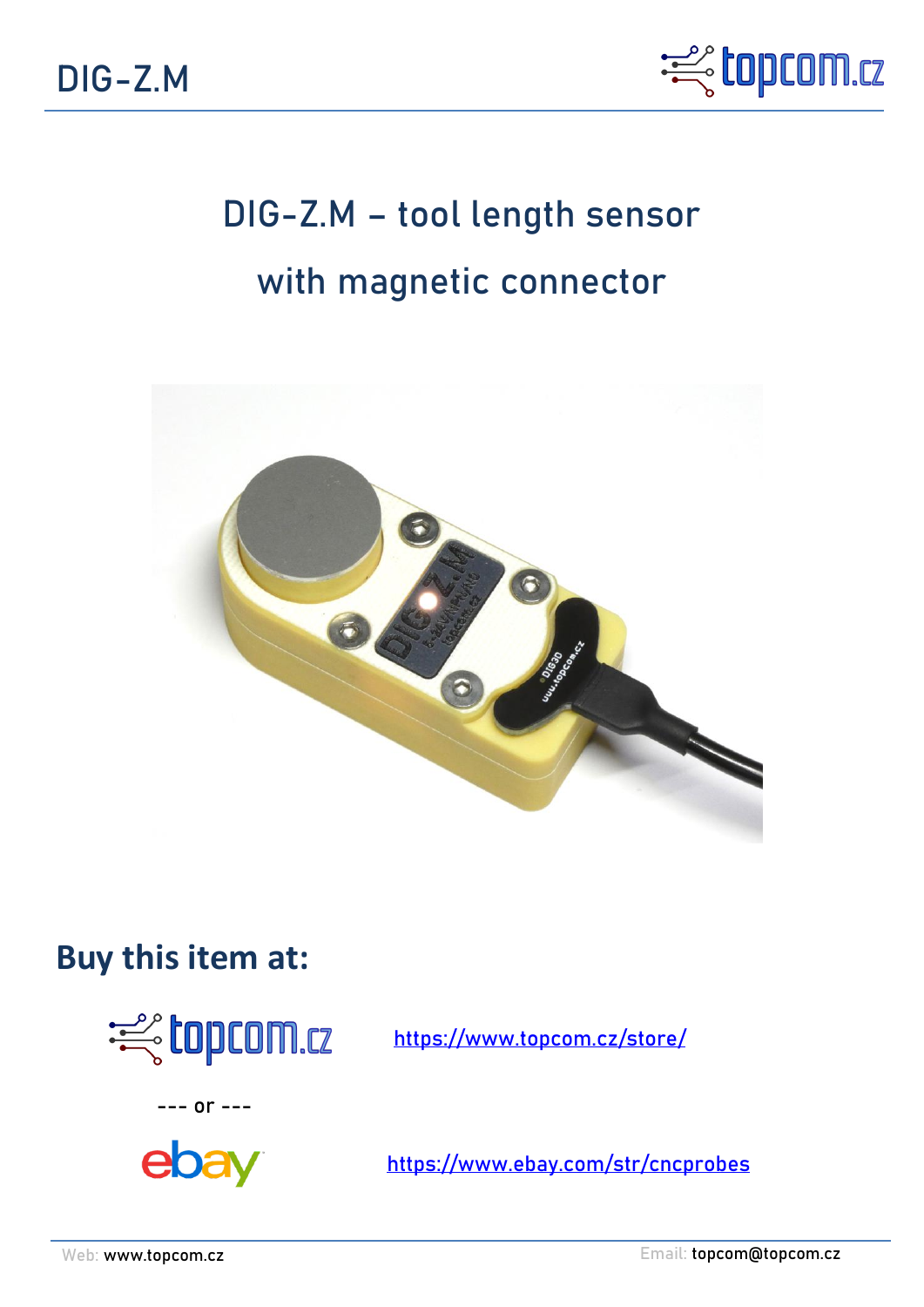# DIG-Z.M – tool length sensor with magnetic connector

## Buy this item at:

topcom.cz https://www.topcom.cz/store/

--- or ---

ebay https://www.ebay.com/str/cncprobes

Web: www.topcom.cz

Email: topcom@topcom.cz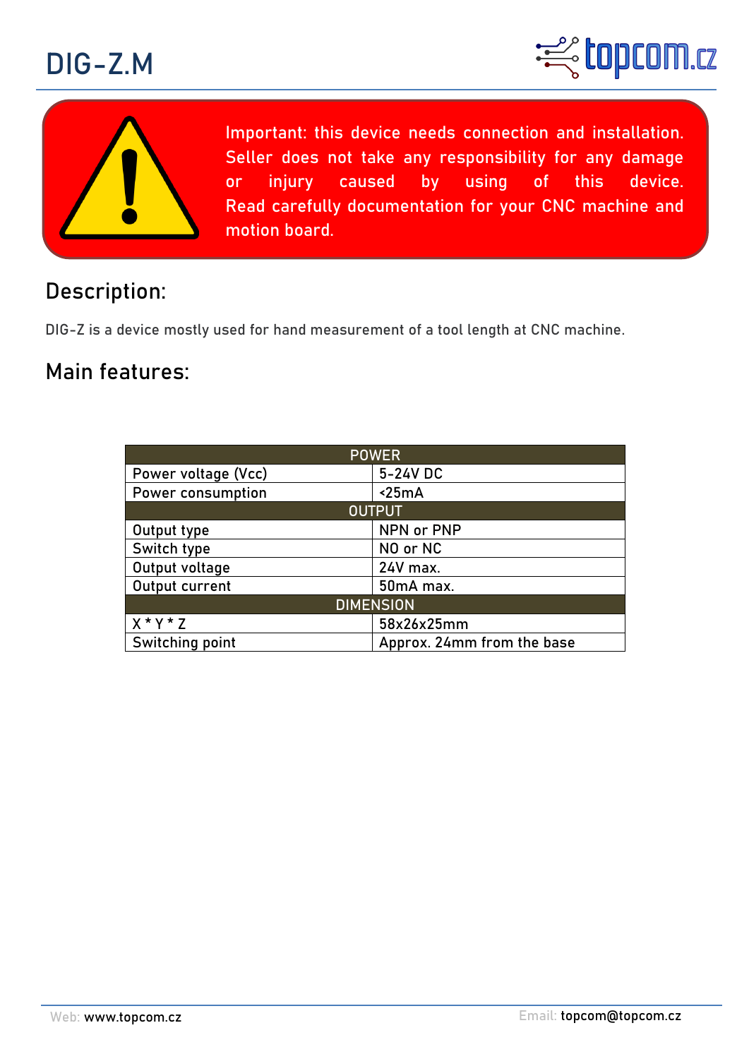# DIG-Z.M

Important: this device needs connection and installation. Seller does not take any responsibility for any damage or injury caused by using of this device. Read carefully documentation for your CNC machine and motion board.

## Description:

DIG-Z is a device mostly used for hand measurement of a tool length at CNC machine.

## Main features:

| POWER | |
|---|---|
| Power voltage (Vcc) | 5-24V DC |
| Power consumption | <25mA |
| **OUTPUT** | |
| Output type | NPN or PNP |
| Switch type | NO or NC |
| Output voltage | 24V max. |
| Output current | 50mA max. |
| **DIMENSION** | |
| X * Y * Z | 58x26x25mm |
| Switching point | Approx. 24mm from the base |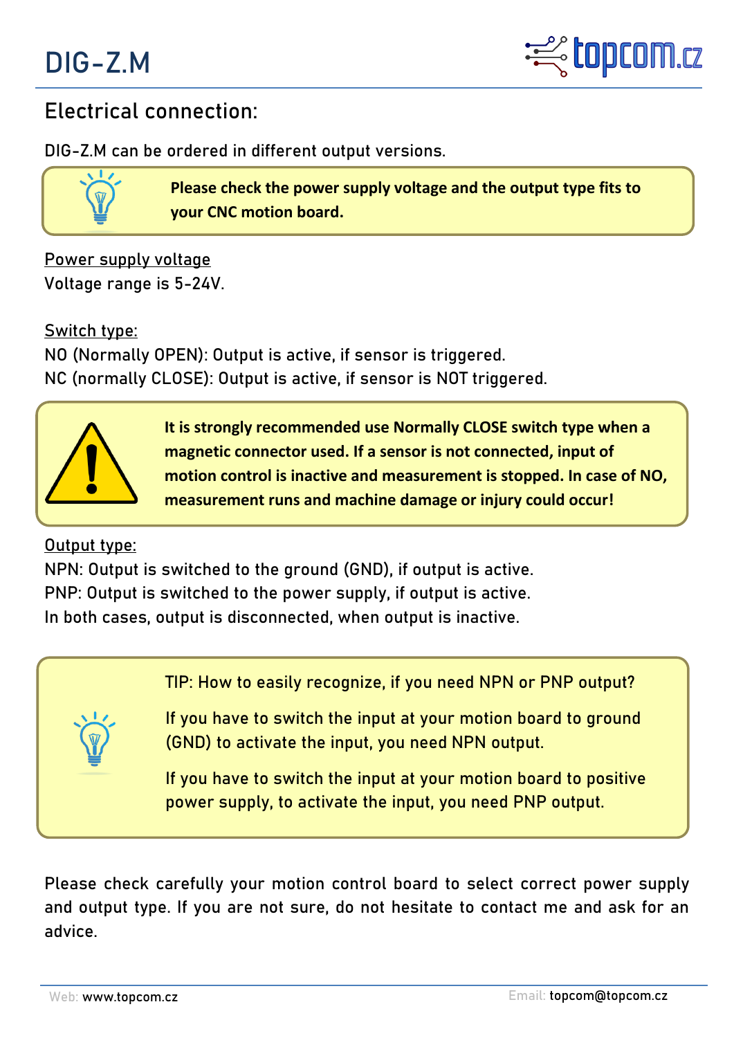## Electrical connection:

DIG-Z.M can be ordered in different output versions.

> **Please check the power supply voltage and the output type fits to your CNC motion board.**

<u>Power supply voltage</u>

Voltage range is 5-24V.

<u>Switch type:</u>

NO (Normally OPEN): Output is active, if sensor is triggered.
NC (normally CLOSE): Output is active, if sensor is NOT triggered.

> **It is strongly recommended use Normally CLOSE switch type when a magnetic connector used. If a sensor is not connected, input of motion control is inactive and measurement is stopped. In case of NO, measurement runs and machine damage or injury could occur!**

<u>Output type:</u>

NPN: Output is switched to the ground (GND), if output is active.
PNP: Output is switched to the power supply, if output is active.
In both cases, output is disconnected, when output is inactive.

> TIP: How to easily recognize, if you need NPN or PNP output?
>
> If you have to switch the input at your motion board to ground (GND) to activate the input, you need NPN output.
>
> If you have to switch the input at your motion board to positive power supply, to activate the input, you need PNP output.

Please check carefully your motion control board to select correct power supply and output type. If you are not sure, do not hesitate to contact me and ask for an advice.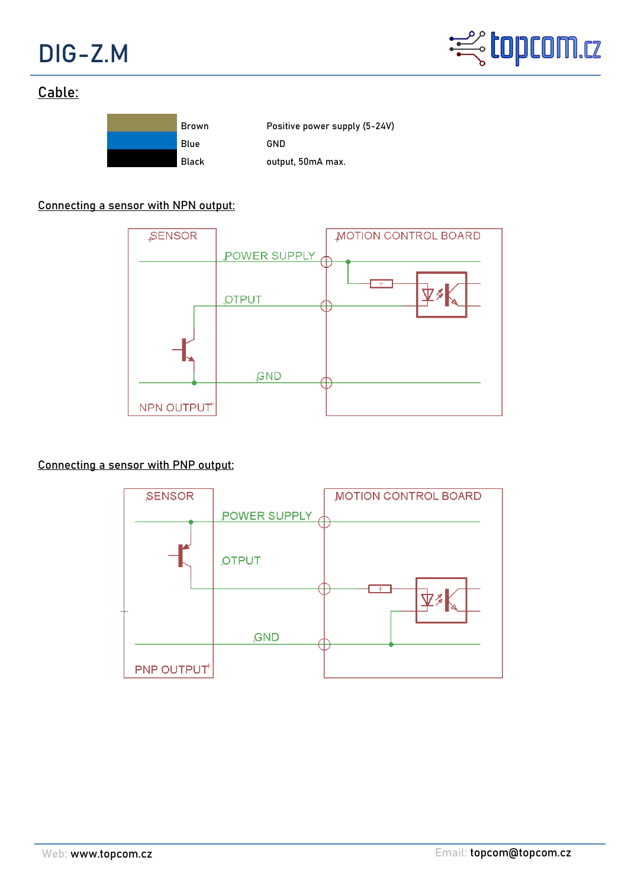# DIG-Z.M

## Cable:

| Color | Function |
|---|---|
| Brown | Positive power supply (5-24V) |
| Blue | GND |
| Black | output, 50mA max. |

### Connecting a sensor with NPN output:

SENSOR — MOTION CONTROL BOARD

POWER SUPPLY

OTPUT

GND

NPN OUTPUT

### Connecting a sensor with PNP output:

SENSOR — MOTION CONTROL BOARD

POWER SUPPLY

OTPUT

GND

PNP OUTPUT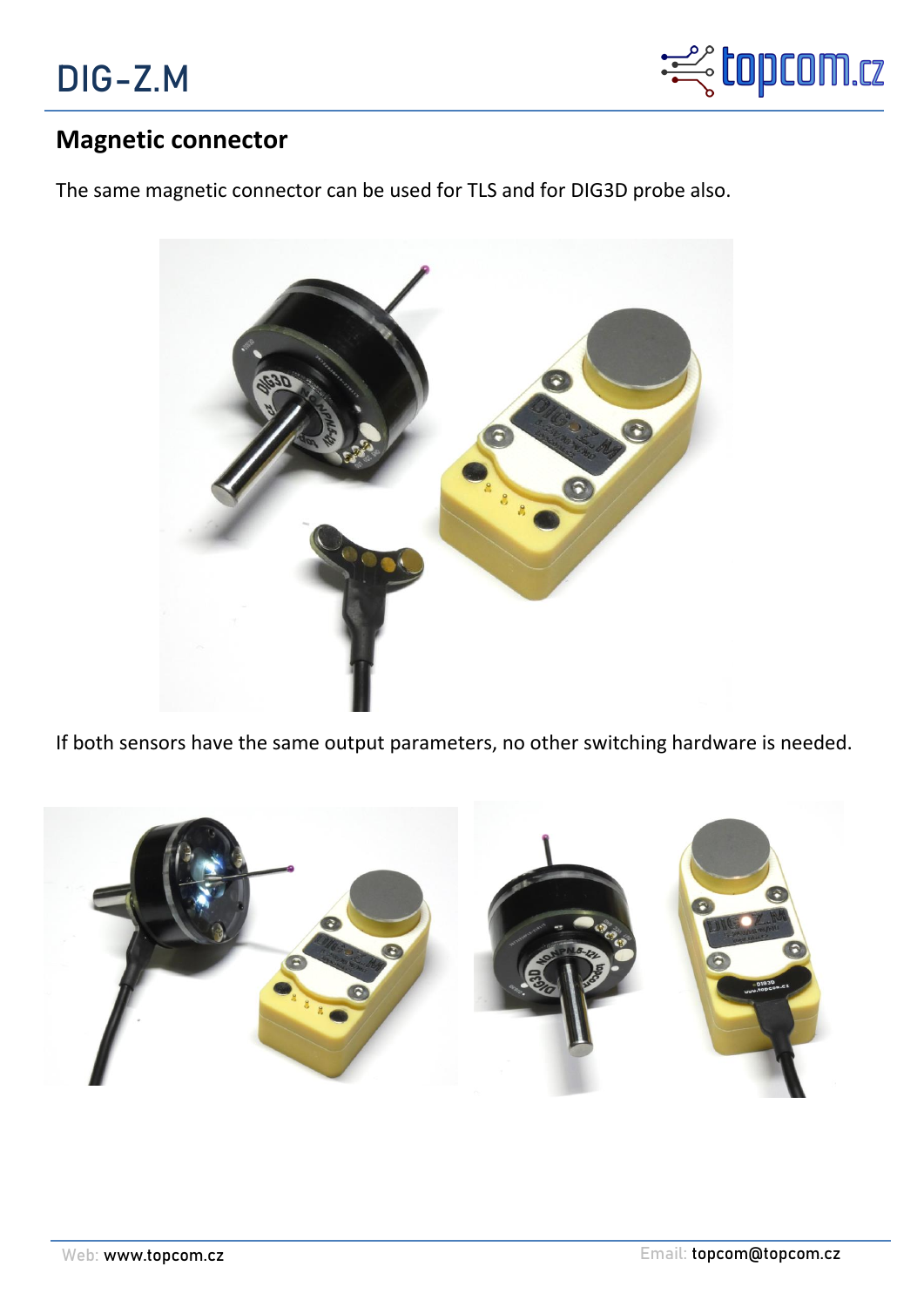## Magnetic connector

The same magnetic connector can be used for TLS and for DIG3D probe also.

If both sensors have the same output parameters, no other switching hardware is needed.